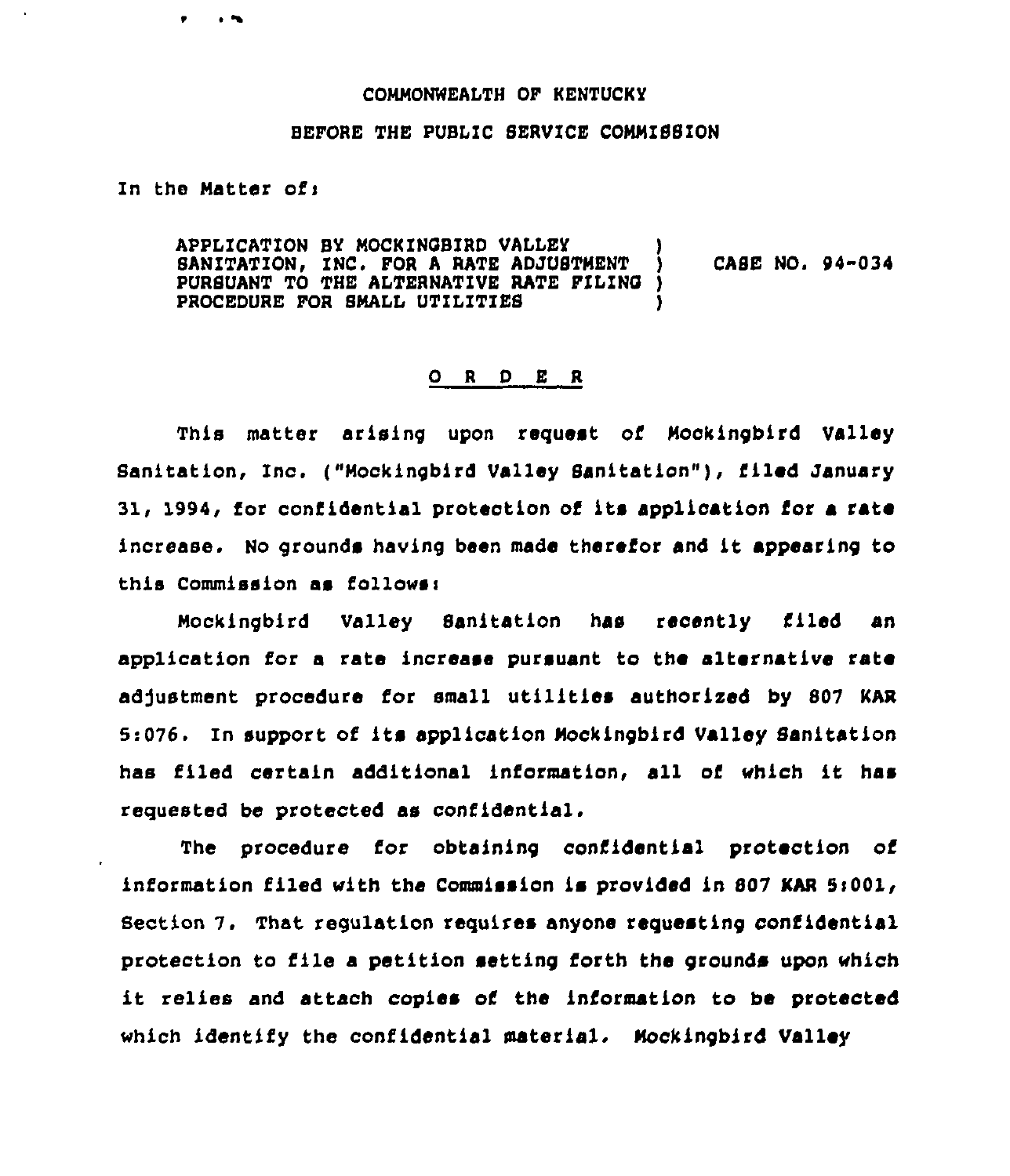COMMONWEALTH OF KENTUCKY

BEFORE THE PUBLIC SERVICE COMMISSION

In the Matter of:

APPLICATION BY MOCKINGBIRD VALLEY SANITATION, INC. FOR A RATE ADJUSTMENT PURSUANT TO THE ALTERNATIVE RATE FILING PROCEDURE FOR SMALL UTILITIES ) CASE NO. 94-034

O R D E R

This matter arising upon request of Mockingbird Valley Sanitation, Inc. ("Mockingbird Valley Sanitation"), filed January 31, 1994, for confidential protection of its application for a rate increase. No grounds having been made therefor and it appearing to this Commission as follows:

Mockingbird Valley Sanitation has recently filed an application for a rate increase pursuant to the alternative rate adjustment procedure for small utilities authorized by 807 KAR 5:076. In support of its application Mockingbird Valley Sanitation has filed certain additional information, all of which it has requested be protected as confidential.

The procedure for obtaining confidential protection of information filed with the Commission is provided in 807 KAR 5:001, Section 7. That regulation requires anyone requesting confidential protection to file a petition setting forth the grounds upon which it relies and attach copies of the information to be protected which identify the confidential material. Mockingbird Valley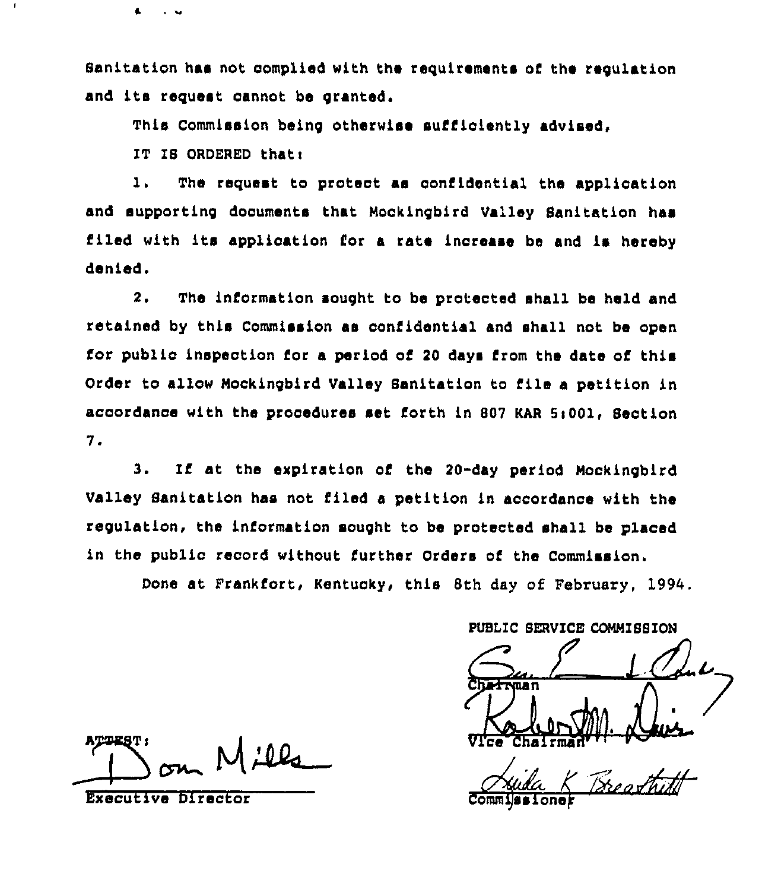Sanitation has not complied with the requirements of the regulation and its request cannot be granted.

This Commission being otherwise sufficiently advised,

IT IS ORDERED that:

1. The request to protect as confidential the application and supporting documents that Mockingbird Valley Sanitation has filed with its application for a rate increase be and is hereby denied.

2. The information sought to be protected shall be held and retained by this Commission as confidential and shall not be open for public inspection for a period of 20 days from the date of this Order to allow Mockingbird Valley Sanitation to file a petition in accordance with the procedures set forth in 807 KAR 5:001, Section 7.

3. If at the expiration of the 20-day period Mockingbird Valley Sanitation has not filed a petition in accordance with the regulation, the information sought to be protected shall be placed in the public record without further Orders of the Commission.

Done at Frankfort, Kentucky, this 8th day of February, 1994.

PUBLIC SERVICE COMMISSION

Chairman

Vice Chairman

Commissioner

ATTEST:

Executive Director